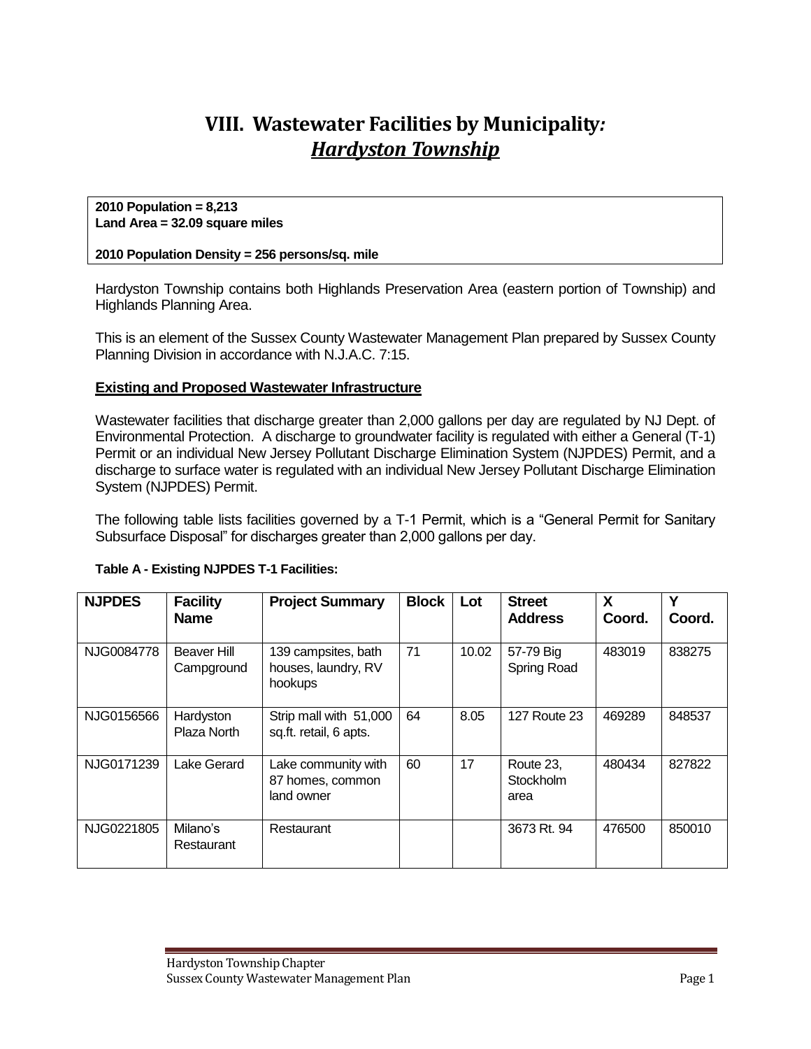# VIII. Wastewater Facilities by Municipality: *Hardyston Township*

**2010 Population = 8,213**
**Land Area = 32.09 square miles**

**2010 Population Density = 256 persons/sq. mile**

Hardyston Township contains both Highlands Preservation Area (eastern portion of Township) and Highlands Planning Area.

This is an element of the Sussex County Wastewater Management Plan prepared by Sussex County Planning Division in accordance with N.J.A.C. 7:15.

## Existing and Proposed Wastewater Infrastructure

Wastewater facilities that discharge greater than 2,000 gallons per day are regulated by NJ Dept. of Environmental Protection. A discharge to groundwater facility is regulated with either a General (T-1) Permit or an individual New Jersey Pollutant Discharge Elimination System (NJPDES) Permit, and a discharge to surface water is regulated with an individual New Jersey Pollutant Discharge Elimination System (NJPDES) Permit.

The following table lists facilities governed by a T-1 Permit, which is a "General Permit for Sanitary Subsurface Disposal" for discharges greater than 2,000 gallons per day.

**Table A - Existing NJPDES T-1 Facilities:**

| NJPDES | Facility Name | Project Summary | Block | Lot | Street Address | X Coord. | Y Coord. |
|---|---|---|---|---|---|---|---|
| NJG0084778 | Beaver Hill Campground | 139 campsites, bath houses, laundry, RV hookups | 71 | 10.02 | 57-79 Big Spring Road | 483019 | 838275 |
| NJG0156566 | Hardyston Plaza North | Strip mall with 51,000 sq.ft. retail, 6 apts. | 64 | 8.05 | 127 Route 23 | 469289 | 848537 |
| NJG0171239 | Lake Gerard | Lake community with 87 homes, common land owner | 60 | 17 | Route 23, Stockholm area | 480434 | 827822 |
| NJG0221805 | Milano's Restaurant | Restaurant | | | 3673 Rt. 94 | 476500 | 850010 |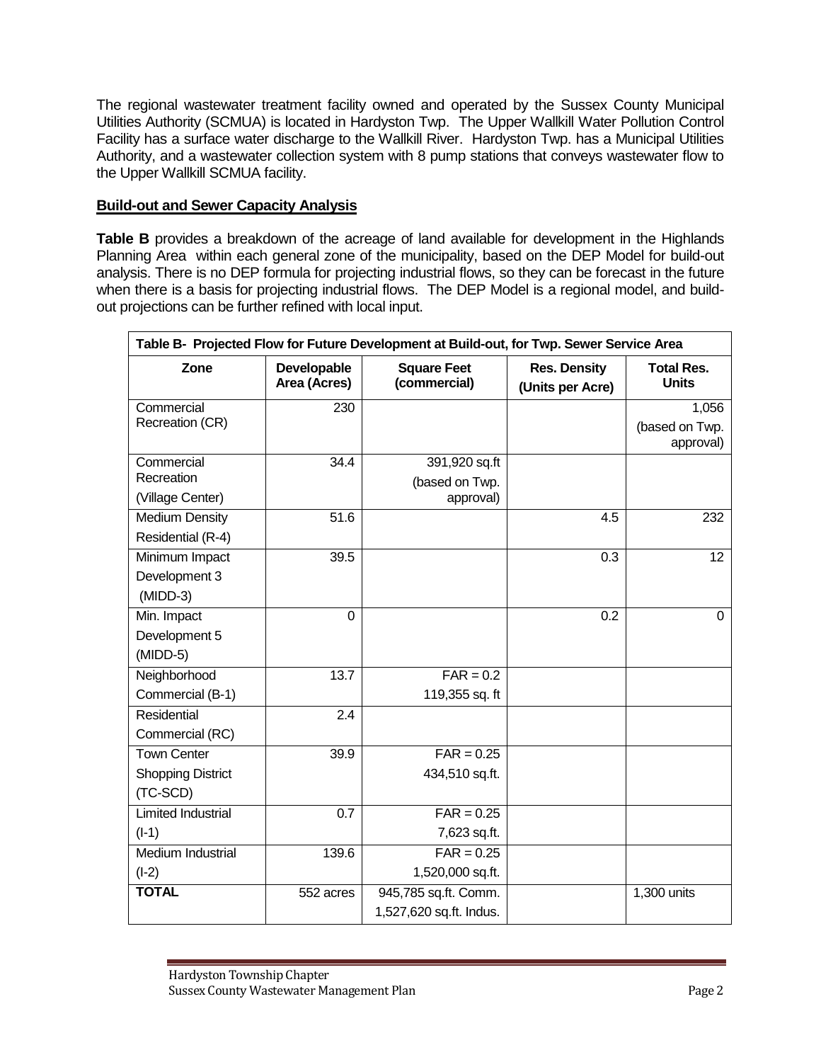The regional wastewater treatment facility owned and operated by the Sussex County Municipal Utilities Authority (SCMUA) is located in Hardyston Twp. The Upper Wallkill Water Pollution Control Facility has a surface water discharge to the Wallkill River. Hardyston Twp. has a Municipal Utilities Authority, and a wastewater collection system with 8 pump stations that conveys wastewater flow to the Upper Wallkill SCMUA facility.

**Build-out and Sewer Capacity Analysis**

**Table B** provides a breakdown of the acreage of land available for development in the Highlands Planning Area within each general zone of the municipality, based on the DEP Model for build-out analysis. There is no DEP formula for projecting industrial flows, so they can be forecast in the future when there is a basis for projecting industrial flows. The DEP Model is a regional model, and build-out projections can be further refined with local input.

**Table B- Projected Flow for Future Development at Build-out, for Twp. Sewer Service Area**

| Zone | Developable Area (Acres) | Square Feet (commercial) | Res. Density (Units per Acre) | Total Res. Units |
|---|---|---|---|---|
| Commercial Recreation (CR) | 230 | | | 1,056 (based on Twp. approval) |
| Commercial Recreation (Village Center) | 34.4 | 391,920 sq.ft (based on Twp. approval) | | |
| Medium Density Residential (R-4) | 51.6 | | 4.5 | 232 |
| Minimum Impact Development 3 (MIDD-3) | 39.5 | | 0.3 | 12 |
| Min. Impact Development 5 (MIDD-5) | 0 | | 0.2 | 0 |
| Neighborhood Commercial (B-1) | 13.7 | FAR = 0.2 119,355 sq. ft | | |
| Residential Commercial (RC) | 2.4 | | | |
| Town Center Shopping District (TC-SCD) | 39.9 | FAR = 0.25 434,510 sq.ft. | | |
| Limited Industrial (I-1) | 0.7 | FAR = 0.25 7,623 sq.ft. | | |
| Medium Industrial (I-2) | 139.6 | FAR = 0.25 1,520,000 sq.ft. | | |
| **TOTAL** | 552 acres | 945,785 sq.ft. Comm. 1,527,620 sq.ft. Indus. | | 1,300 units |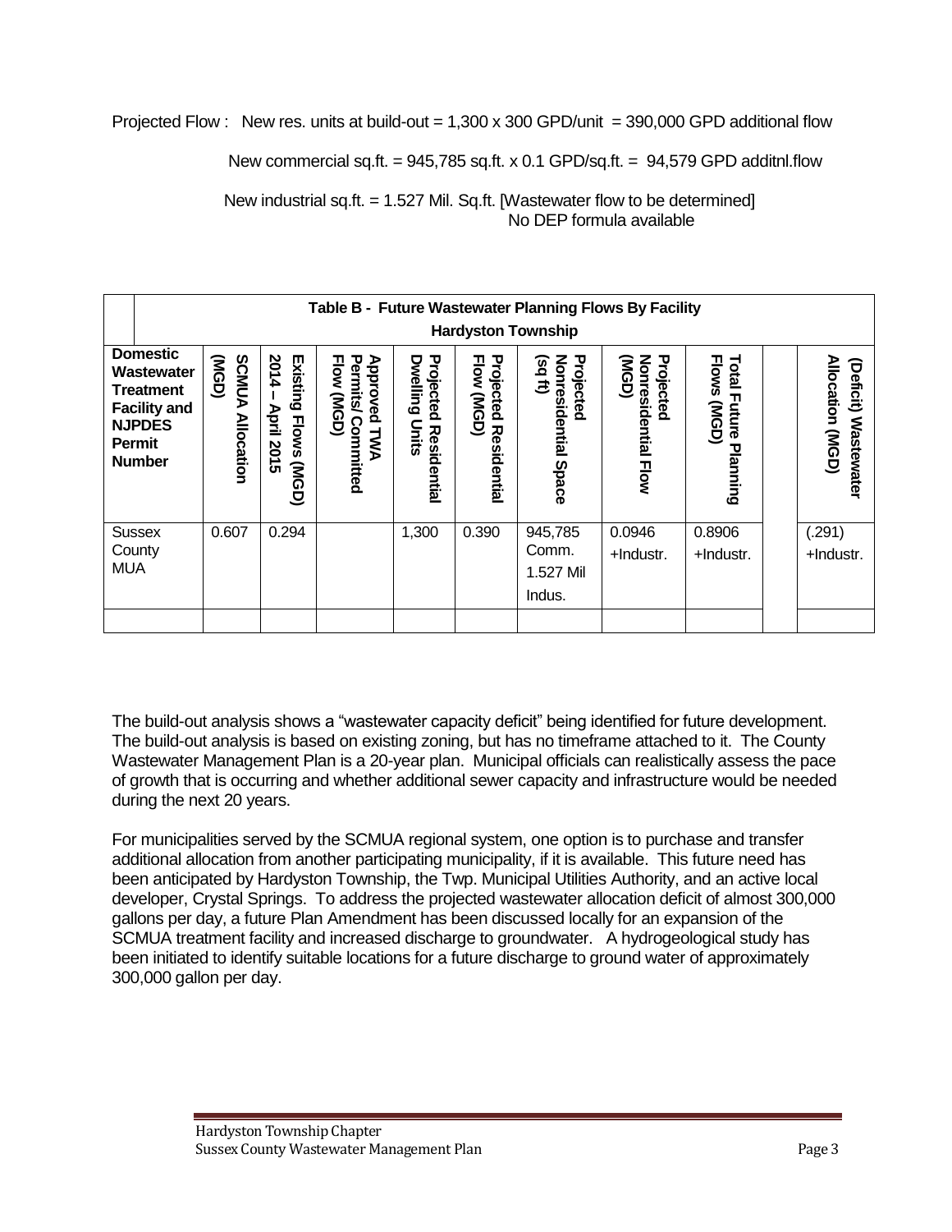Projected Flow : New res. units at build-out = 1,300 x 300 GPD/unit = 390,000 GPD additional flow

New commercial sq.ft. = 945,785 sq.ft. x 0.1 GPD/sq.ft. = 94,579 GPD additnl.flow

New industrial sq.ft. = 1.527 Mil. Sq.ft. [Wastewater flow to be determined]
No DEP formula available

| Table B - Future Wastewater Planning Flows By Facility Hardyston Township | | | | | | | | | | | |
|---|---|---|---|---|---|---|---|---|---|---|---|
| **Domestic Wastewater Treatment Facility and NJPDES Permit Number** | **SCMUA Allocation (MGD)** | **Existing Flows (MGD) 2014 – April 2015** | **Approved TWA Permits/ Committed Flow (MGD)** | **Projected Residential Dwelling Units** | **Projected Residential Flow (MGD)** | **Projected Nonresidential Space (sq ft)** | **Projected Nonresidential Flow (MGD)** | **Total Future Planning Flows (MGD)** | | **(Deficit) Wastewater Allocation (MGD)** |
| Sussex County MUA | 0.607 | 0.294 | | 1,300 | 0.390 | 945,785 Comm. 1.527 Mil Indus. | 0.0946 +Industr. | 0.8906 +Industr. | | (.291) +Industr. |
| | | | | | | | | | | |

The build-out analysis shows a "wastewater capacity deficit" being identified for future development. The build-out analysis is based on existing zoning, but has no timeframe attached to it. The County Wastewater Management Plan is a 20-year plan. Municipal officials can realistically assess the pace of growth that is occurring and whether additional sewer capacity and infrastructure would be needed during the next 20 years.

For municipalities served by the SCMUA regional system, one option is to purchase and transfer additional allocation from another participating municipality, if it is available. This future need has been anticipated by Hardyston Township, the Twp. Municipal Utilities Authority, and an active local developer, Crystal Springs. To address the projected wastewater allocation deficit of almost 300,000 gallons per day, a future Plan Amendment has been discussed locally for an expansion of the SCMUA treatment facility and increased discharge to groundwater. A hydrogeological study has been initiated to identify suitable locations for a future discharge to ground water of approximately 300,000 gallon per day.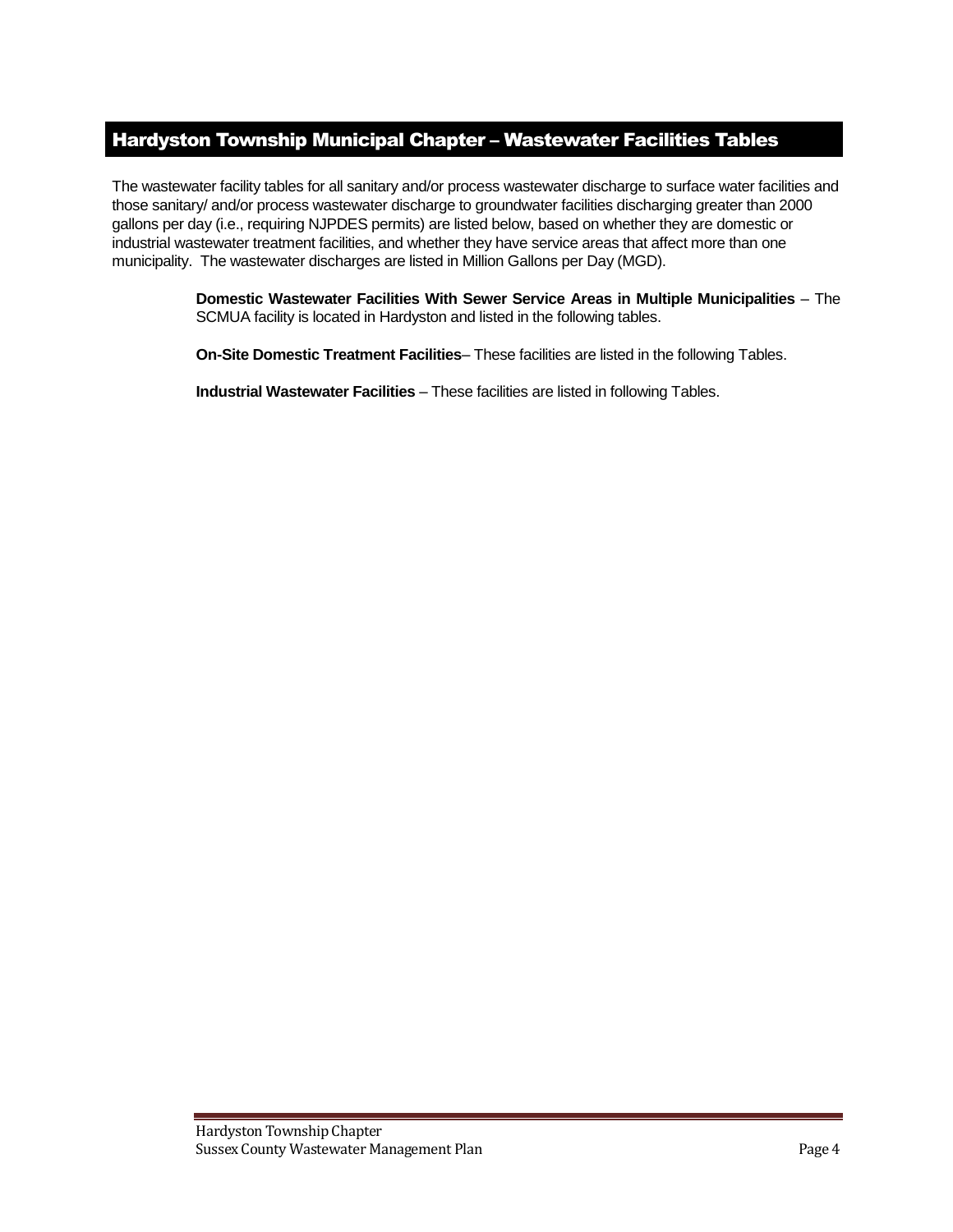## Hardyston Township Municipal Chapter – Wastewater Facilities Tables

The wastewater facility tables for all sanitary and/or process wastewater discharge to surface water facilities and those sanitary/ and/or process wastewater discharge to groundwater facilities discharging greater than 2000 gallons per day (i.e., requiring NJPDES permits) are listed below, based on whether they are domestic or industrial wastewater treatment facilities, and whether they have service areas that affect more than one municipality. The wastewater discharges are listed in Million Gallons per Day (MGD).

**Domestic Wastewater Facilities With Sewer Service Areas in Multiple Municipalities** – The SCMUA facility is located in Hardyston and listed in the following tables.

**On-Site Domestic Treatment Facilities**– These facilities are listed in the following Tables.

**Industrial Wastewater Facilities** – These facilities are listed in following Tables.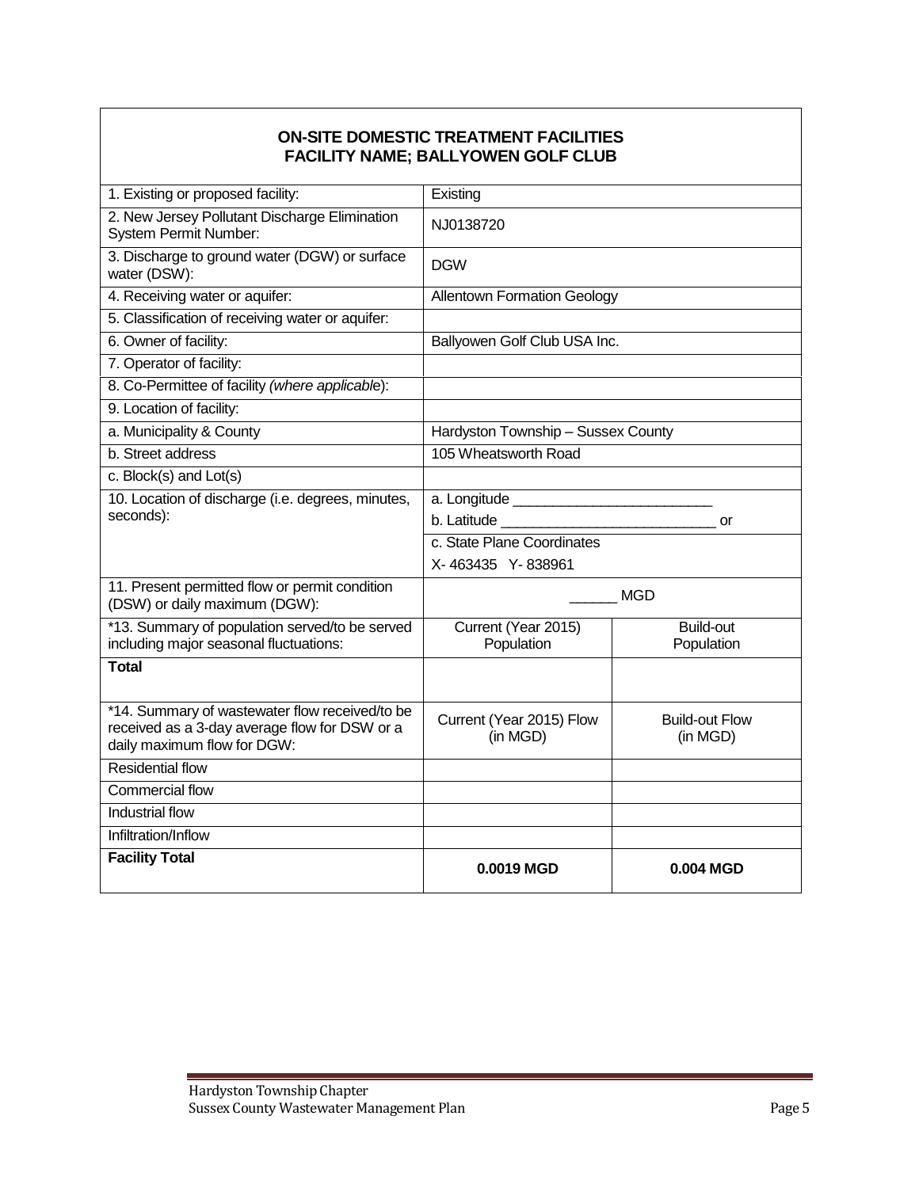| **ON-SITE DOMESTIC TREATMENT FACILITIES<br>FACILITY NAME; BALLYOWEN GOLF CLUB** | | |
|---|---|---|
| 1. Existing or proposed facility: | Existing | |
| 2. New Jersey Pollutant Discharge Elimination System Permit Number: | NJ0138720 | |
| 3. Discharge to ground water (DGW) or surface water (DSW): | DGW | |
| 4. Receiving water or aquifer: | Allentown Formation Geology | |
| 5. Classification of receiving water or aquifer: | | |
| 6. Owner of facility: | Ballyowen Golf Club USA Inc. | |
| 7. Operator of facility: | | |
| 8. Co-Permittee of facility *(where applicable*): | | |
| 9. Location of facility: | | |
| a. Municipality & County | Hardyston Township – Sussex County | |
| b. Street address | 105 Wheatsworth Road | |
| c. Block(s) and Lot(s) | | |
| 10. Location of discharge (i.e. degrees, minutes, seconds): | a. Longitude ________________________<br>b. Latitude __________________________ or | |
| | c. State Plane Coordinates<br>X- 463435 Y- 838961 | |
| 11. Present permitted flow or permit condition (DSW) or daily maximum (DGW): | ______ MGD | |
| *13. Summary of population served/to be served including major seasonal fluctuations: | Current (Year 2015) Population | Build-out Population |
| **Total** | | |
| *14. Summary of wastewater flow received/to be received as a 3-day average flow for DSW or a daily maximum flow for DGW: | Current (Year 2015) Flow (in MGD) | Build-out Flow (in MGD) |
| Residential flow | | |
| Commercial flow | | |
| Industrial flow | | |
| Infiltration/Inflow | | |
| **Facility Total** | **0.0019 MGD** | **0.004 MGD** |

Hardyston Township Chapter
Sussex County Wastewater Management Plan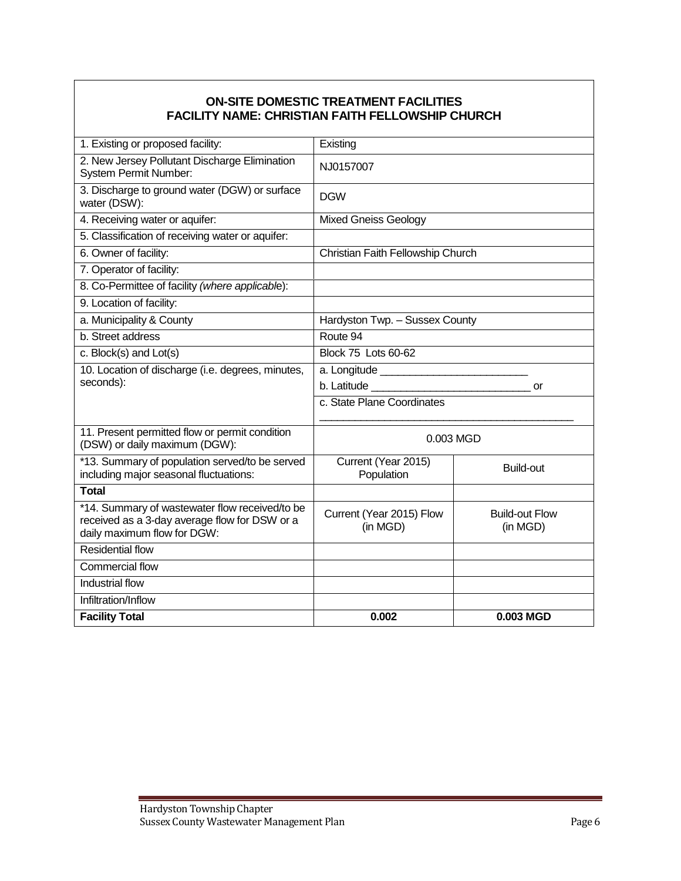| ON-SITE DOMESTIC TREATMENT FACILITIES<br>FACILITY NAME: CHRISTIAN FAITH FELLOWSHIP CHURCH | | |
|---|---|---|
| 1. Existing or proposed facility: | Existing | |
| 2. New Jersey Pollutant Discharge Elimination System Permit Number: | NJ0157007 | |
| 3. Discharge to ground water (DGW) or surface water (DSW): | DGW | |
| 4. Receiving water or aquifer: | Mixed Gneiss Geology | |
| 5. Classification of receiving water or aquifer: | | |
| 6. Owner of facility: | Christian Faith Fellowship Church | |
| 7. Operator of facility: | | |
| 8. Co-Permittee of facility *(where applicable)*: | | |
| 9. Location of facility: | | |
| a. Municipality & County | Hardyston Twp. – Sussex County | |
| b. Street address | Route 94 | |
| c. Block(s) and Lot(s) | Block 75 Lots 60-62 | |
| 10. Location of discharge (i.e. degrees, minutes, seconds): | a. Longitude ________________________<br>b. Latitude __________________________ or<br>c. State Plane Coordinates<br>__________________________________________ | |
| 11. Present permitted flow or permit condition (DSW) or daily maximum (DGW): | 0.003 MGD | |
| *13. Summary of population served/to be served including major seasonal fluctuations: | Current (Year 2015) Population | Build-out |
| **Total** | | |
| *14. Summary of wastewater flow received/to be received as a 3-day average flow for DSW or a daily maximum flow for DGW: | Current (Year 2015) Flow (in MGD) | Build-out Flow (in MGD) |
| Residential flow | | |
| Commercial flow | | |
| Industrial flow | | |
| Infiltration/Inflow | | |
| **Facility Total** | **0.002** | **0.003 MGD** |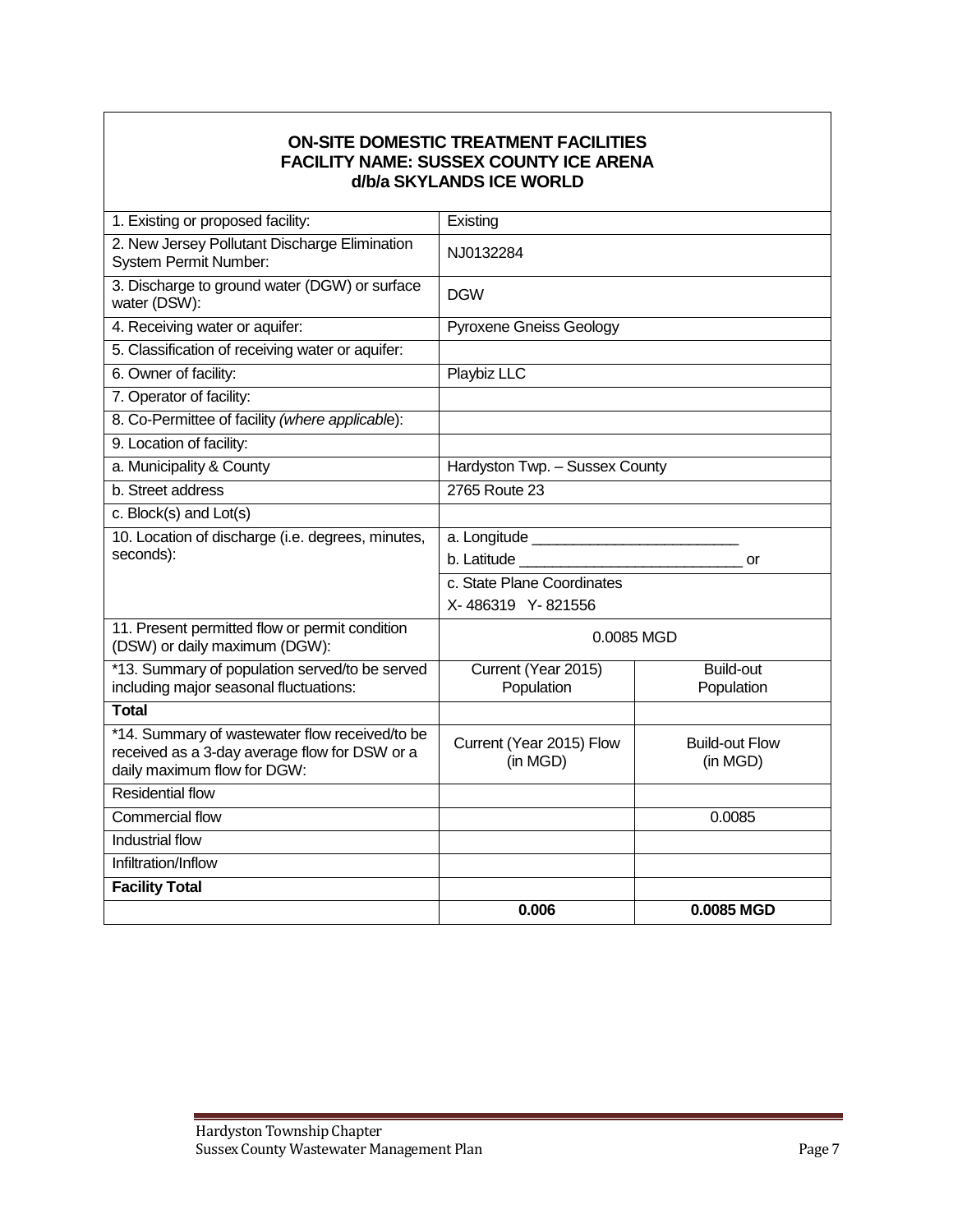**ON-SITE DOMESTIC TREATMENT FACILITIES**
**FACILITY NAME: SUSSEX COUNTY ICE ARENA**
**d/b/a SKYLANDS ICE WORLD**

| | | |
|---|---|---|
| 1. Existing or proposed facility: | Existing | |
| 2. New Jersey Pollutant Discharge Elimination System Permit Number: | NJ0132284 | |
| 3. Discharge to ground water (DGW) or surface water (DSW): | DGW | |
| 4. Receiving water or aquifer: | Pyroxene Gneiss Geology | |
| 5. Classification of receiving water or aquifer: | | |
| 6. Owner of facility: | Playbiz LLC | |
| 7. Operator of facility: | | |
| 8. Co-Permittee of facility *(where applicable)*: | | |
| 9. Location of facility: | | |
| a. Municipality & County | Hardyston Twp. – Sussex County | |
| b. Street address | 2765 Route 23 | |
| c. Block(s) and Lot(s) | | |
| 10. Location of discharge (i.e. degrees, minutes, seconds): | a. Longitude ________________________ b. Latitude __________________________ or | |
| | c. State Plane Coordinates X- 486319 Y- 821556 | |
| 11. Present permitted flow or permit condition (DSW) or daily maximum (DGW): | 0.0085 MGD | |
| *13. Summary of population served/to be served including major seasonal fluctuations: | Current (Year 2015) Population | Build-out Population |
| **Total** | | |
| *14. Summary of wastewater flow received/to be received as a 3-day average flow for DSW or a daily maximum flow for DGW: | Current (Year 2015) Flow (in MGD) | Build-out Flow (in MGD) |
| Residential flow | | |
| Commercial flow | | 0.0085 |
| Industrial flow | | |
| Infiltration/Inflow | | |
| **Facility Total** | | |
| | **0.006** | **0.0085 MGD** |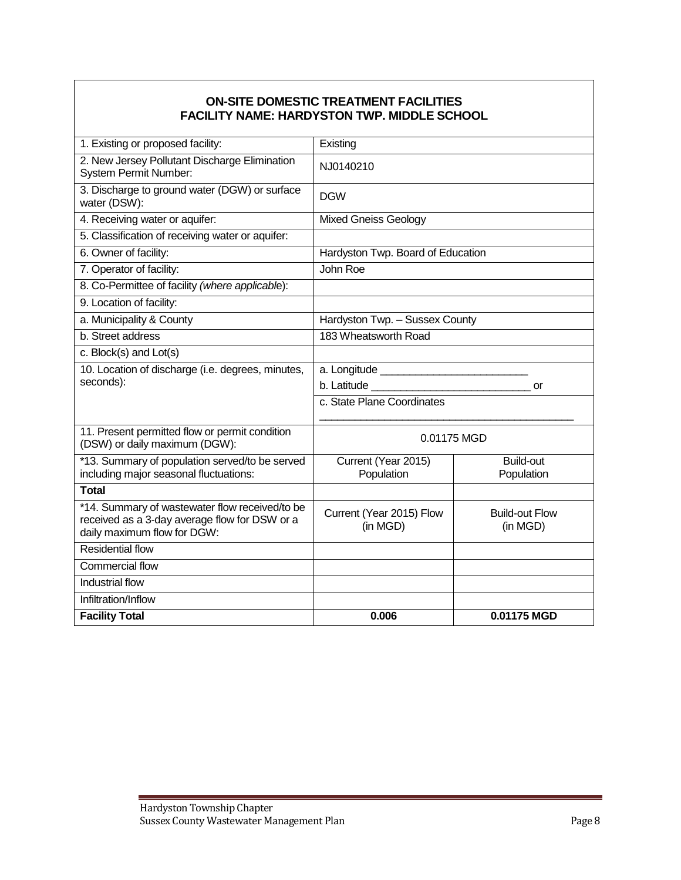**ON-SITE DOMESTIC TREATMENT FACILITIES**
**FACILITY NAME: HARDYSTON TWP. MIDDLE SCHOOL**

| | | |
|---|---|---|
| 1. Existing or proposed facility: | Existing | |
| 2. New Jersey Pollutant Discharge Elimination System Permit Number: | NJ0140210 | |
| 3. Discharge to ground water (DGW) or surface water (DSW): | DGW | |
| 4. Receiving water or aquifer: | Mixed Gneiss Geology | |
| 5. Classification of receiving water or aquifer: | | |
| 6. Owner of facility: | Hardyston Twp. Board of Education | |
| 7. Operator of facility: | John Roe | |
| 8. Co-Permittee of facility *(where applicable*): | | |
| 9. Location of facility: | | |
| a. Municipality & County | Hardyston Twp. – Sussex County | |
| b. Street address | 183 Wheatsworth Road | |
| c. Block(s) and Lot(s) | | |
| 10. Location of discharge (i.e. degrees, minutes, seconds): | a. Longitude ________________________ b. Latitude __________________________ or c. State Plane Coordinates ___________________________________________ | |
| 11. Present permitted flow or permit condition (DSW) or daily maximum (DGW): | 0.01175 MGD | |
| *13. Summary of population served/to be served including major seasonal fluctuations: | Current (Year 2015) Population | Build-out Population |
| **Total** | | |
| *14. Summary of wastewater flow received/to be received as a 3-day average flow for DSW or a daily maximum flow for DGW: | Current (Year 2015) Flow (in MGD) | Build-out Flow (in MGD) |
| Residential flow | | |
| Commercial flow | | |
| Industrial flow | | |
| Infiltration/Inflow | | |
| **Facility Total** | **0.006** | **0.01175 MGD** |